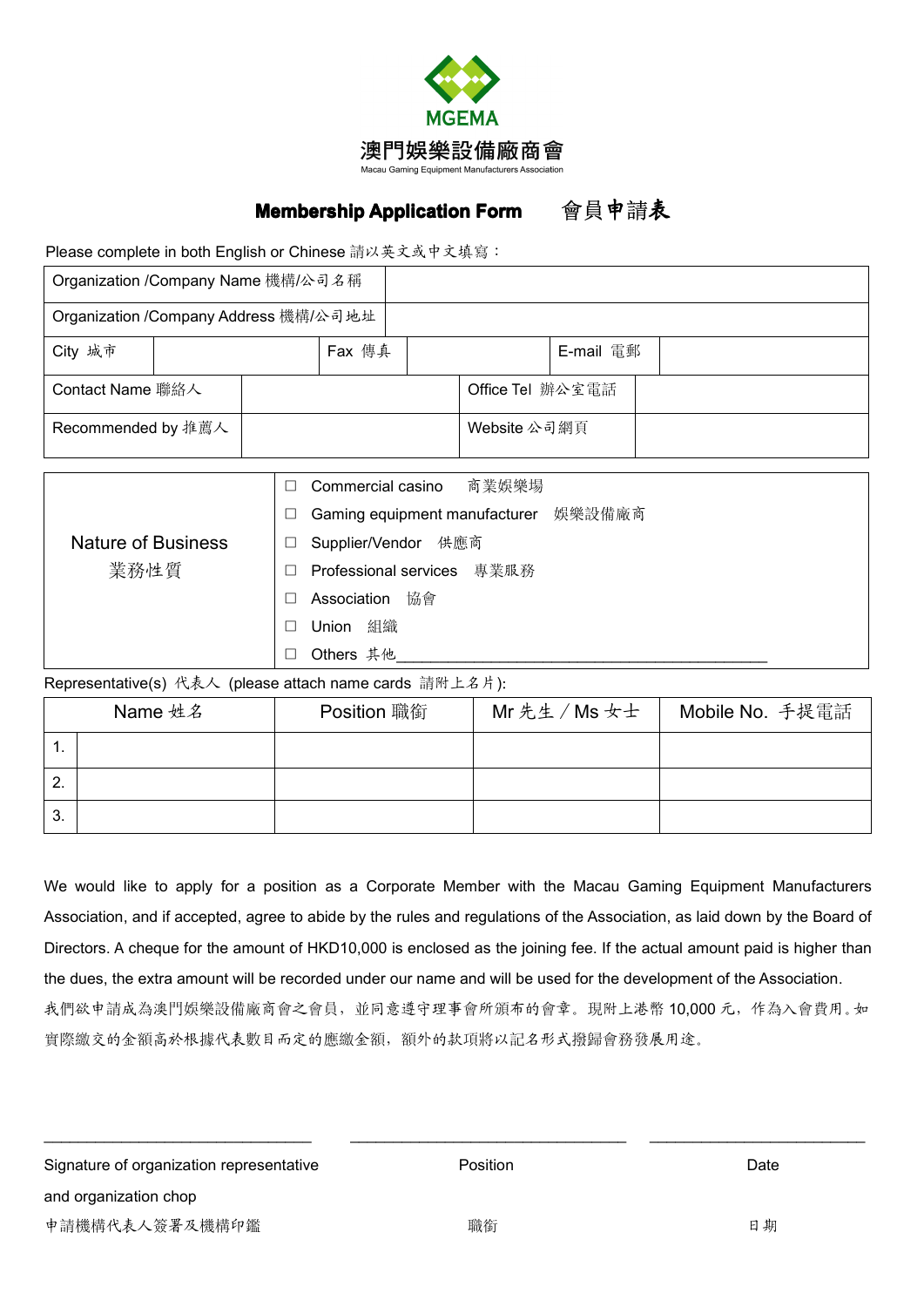MGEMA

# 澳門娛樂設備廠商會

Macau Gaming Equipment Manufacturers Association

## Membership Application Form　　會員申請表

Please complete in both English or Chinese 請以英文或中文填寫：

| Organization /Company Name 機構/公司名稱 | | | | | |
|---|---|---|---|---|---|
| Organization /Company Address 機構/公司地址 | | | | | |
| City 城市 | | Fax 傳真 | | E-mail 電郵 | |

| Contact Name 聯絡人 | | Office Tel 辦公室電話 | |
|---|---|---|---|
| Recommended by 推薦人 | | Website 公司網頁 | |

| Nature of Business 業務性質 | ☐ Commercial casino 商業娛樂場<br>☐ Gaming equipment manufacturer 娛樂設備廠商<br>☐ Supplier/Vendor 供應商<br>☐ Professional services 專業服務<br>☐ Association 協會<br>☐ Union 組織<br>☐ Others 其他________________________________________ |
|---|---|

Representative(s) 代表人 (please attach name cards 請附上名片):

| | Name 姓名 | Position 職銜 | Mr 先生 / Ms 女士 | Mobile No. 手提電話 |
|---|---|---|---|---|
| 1. | | | | |
| 2. | | | | |
| 3. | | | | |

We would like to apply for a position as a Corporate Member with the Macau Gaming Equipment Manufacturers Association, and if accepted, agree to abide by the rules and regulations of the Association, as laid down by the Board of Directors. A cheque for the amount of HKD10,000 is enclosed as the joining fee. If the actual amount paid is higher than the dues, the extra amount will be recorded under our name and will be used for the development of the Association.

我們欲申請成為澳門娛樂設備廠商會之會員，並同意遵守理事會所頒布的會章。現附上港幣 10,000 元，作為入會費用。如實際繳交的金額高於根據代表數目而定的應繳金額，額外的款項將以記名形式撥歸會務發展用途。

______________________________　　______________________________　　______________________________

Signature of organization representative and organization chop　　Position　　Date

申請機構代表人簽署及機構印鑑　　職銜　　日期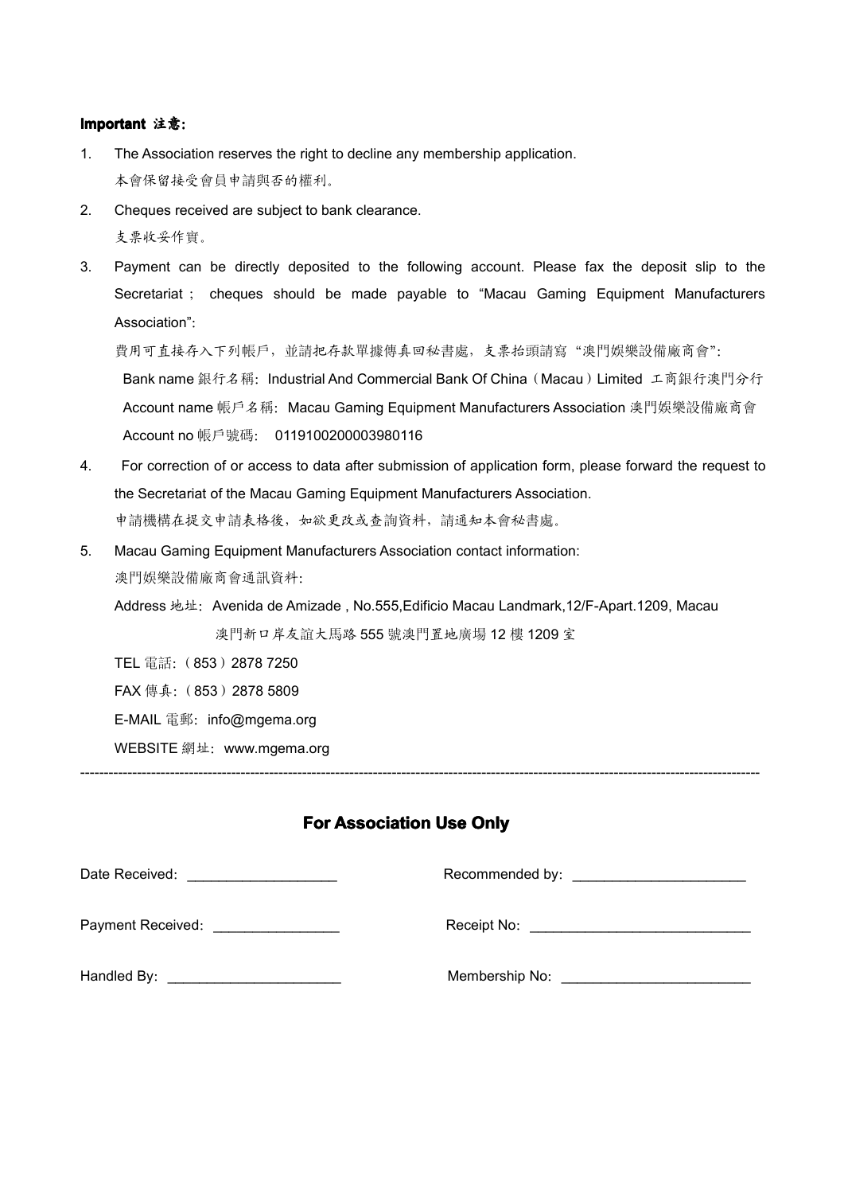**Important 注意:**

1. The Association reserves the right to decline any membership application.
   本會保留接受會員申請與否的權利。
2. Cheques received are subject to bank clearance.
   支票收妥作實。
3. Payment can be directly deposited to the following account. Please fax the deposit slip to the Secretariat； cheques should be made payable to "Macau Gaming Equipment Manufacturers Association":
   費用可直接存入下列帳戶，並請把存款單據傳真回秘書處，支票抬頭請寫"澳門娛樂設備廠商會":
   Bank name 銀行名稱：Industrial And Commercial Bank Of China（Macau）Limited 工商銀行澳門分行
   Account name 帳戶名稱：Macau Gaming Equipment Manufacturers Association 澳門娛樂設備廠商會
   Account no 帳戶號碼： 0119100200003980116
4. For correction of or access to data after submission of application form, please forward the request to the Secretariat of the Macau Gaming Equipment Manufacturers Association.
   申請機構在提交申請表格後，如欲更改或查詢資料，請通知本會秘書處。
5. Macau Gaming Equipment Manufacturers Association contact information:
   澳門娛樂設備廠商會通訊資料:
   Address 地址：Avenida de Amizade , No.555,Edificio Macau Landmark,12/F-Apart.1209, Macau
   澳門新口岸友誼大馬路 555 號澳門置地廣場 12 樓 1209 室
   TEL 電話：（853）2878 7250
   FAX 傳真：（853）2878 5809
   E-MAIL 電郵：info@mgema.org
   WEBSITE 網址：www.mgema.org

---

## For Association Use Only

Date Received: ___________________ Recommended by: ______________________

Payment Received: ________________ Receipt No: ____________________________

Handled By: ______________________ Membership No: ________________________